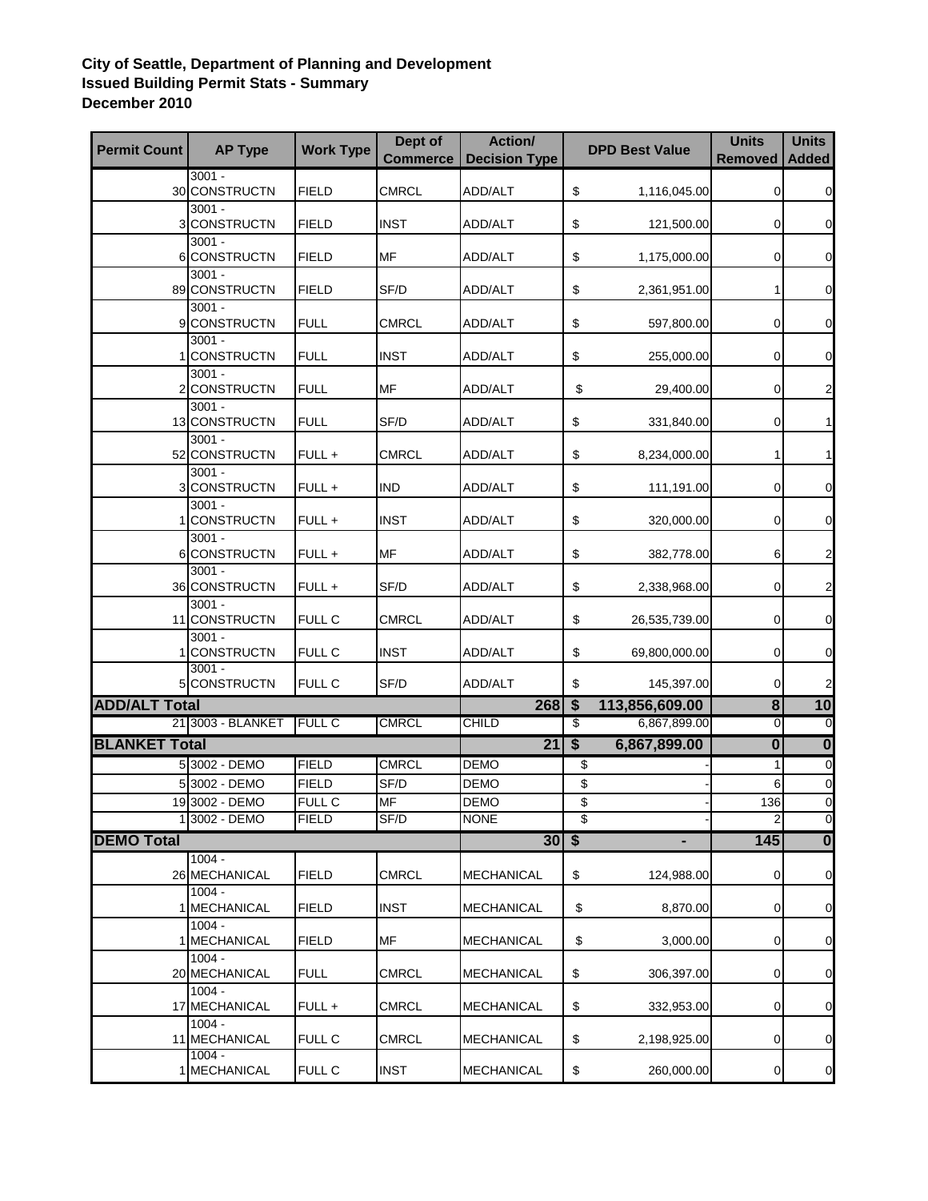**City of Seattle, Department of Planning and Development**
**Issued Building Permit Stats - Summary**
**December 2010**

| Permit Count | AP Type | Work Type | Dept of Commerce | Action/ Decision Type | DPD Best Value | Units Removed | Units Added |
|---|---|---|---|---|---|---|---|
| 30 | 3001 - CONSTRUCTN | FIELD | CMRCL | ADD/ALT | $ 1,116,045.00 | 0 | 0 |
| 3 | 3001 - CONSTRUCTN | FIELD | INST | ADD/ALT | $ 121,500.00 | 0 | 0 |
| 6 | 3001 - CONSTRUCTN | FIELD | MF | ADD/ALT | $ 1,175,000.00 | 0 | 0 |
| 89 | 3001 - CONSTRUCTN | FIELD | SF/D | ADD/ALT | $ 2,361,951.00 | 1 | 0 |
| 9 | 3001 - CONSTRUCTN | FULL | CMRCL | ADD/ALT | $ 597,800.00 | 0 | 0 |
| 1 | 3001 - CONSTRUCTN | FULL | INST | ADD/ALT | $ 255,000.00 | 0 | 0 |
| 2 | 3001 - CONSTRUCTN | FULL | MF | ADD/ALT | $ 29,400.00 | 0 | 2 |
| 13 | 3001 - CONSTRUCTN | FULL | SF/D | ADD/ALT | $ 331,840.00 | 0 | 1 |
| 52 | 3001 - CONSTRUCTN | FULL + | CMRCL | ADD/ALT | $ 8,234,000.00 | 1 | 1 |
| 3 | 3001 - CONSTRUCTN | FULL + | IND | ADD/ALT | $ 111,191.00 | 0 | 0 |
| 1 | 3001 - CONSTRUCTN | FULL + | INST | ADD/ALT | $ 320,000.00 | 0 | 0 |
| 6 | 3001 - CONSTRUCTN | FULL + | MF | ADD/ALT | $ 382,778.00 | 6 | 2 |
| 36 | 3001 - CONSTRUCTN | FULL + | SF/D | ADD/ALT | $ 2,338,968.00 | 0 | 2 |
| 11 | 3001 - CONSTRUCTN | FULL C | CMRCL | ADD/ALT | $ 26,535,739.00 | 0 | 0 |
| 1 | 3001 - CONSTRUCTN | FULL C | INST | ADD/ALT | $ 69,800,000.00 | 0 | 0 |
| 5 | 3001 - CONSTRUCTN | FULL C | SF/D | ADD/ALT | $ 145,397.00 | 0 | 2 |
| **ADD/ALT Total** | | | | **268** | **$ 113,856,609.00** | **8** | **10** |
| 21 | 3003 - BLANKET | FULL C | CMRCL | CHILD | $ 6,867,899.00 | 0 | 0 |
| **BLANKET Total** | | | | **21** | **$ 6,867,899.00** | **0** | **0** |
| 5 | 3002 - DEMO | FIELD | CMRCL | DEMO | $ - | 1 | 0 |
| 5 | 3002 - DEMO | FIELD | SF/D | DEMO | $ - | 6 | 0 |
| 19 | 3002 - DEMO | FULL C | MF | DEMO | $ - | 136 | 0 |
| 1 | 3002 - DEMO | FIELD | SF/D | NONE | $ - | 2 | 0 |
| **DEMO Total** | | | | **30** | **$ -** | **145** | **0** |
| 26 | 1004 - MECHANICAL | FIELD | CMRCL | MECHANICAL | $ 124,988.00 | 0 | 0 |
| 1 | 1004 - MECHANICAL | FIELD | INST | MECHANICAL | $ 8,870.00 | 0 | 0 |
| 1 | 1004 - MECHANICAL | FIELD | MF | MECHANICAL | $ 3,000.00 | 0 | 0 |
| 20 | 1004 - MECHANICAL | FULL | CMRCL | MECHANICAL | $ 306,397.00 | 0 | 0 |
| 17 | 1004 - MECHANICAL | FULL + | CMRCL | MECHANICAL | $ 332,953.00 | 0 | 0 |
| 11 | 1004 - MECHANICAL | FULL C | CMRCL | MECHANICAL | $ 2,198,925.00 | 0 | 0 |
| 1 | 1004 - MECHANICAL | FULL C | INST | MECHANICAL | $ 260,000.00 | 0 | 0 |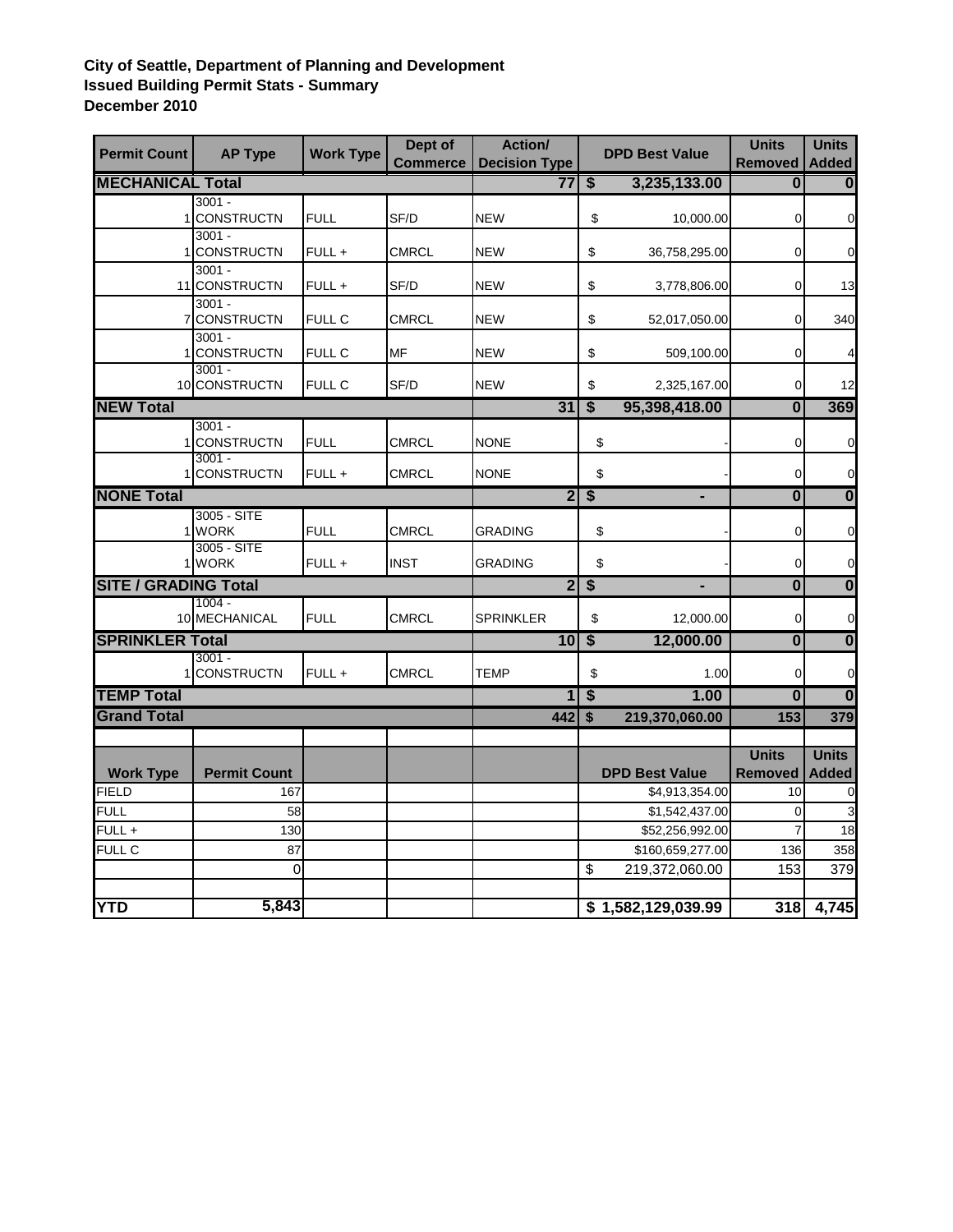**City of Seattle, Department of Planning and Development**
**Issued Building Permit Stats - Summary**
**December 2010**

| Permit Count | AP Type | Work Type | Dept of Commerce | Action/ Decision Type | DPD Best Value | Units Removed | Units Added |
|---|---|---|---|---|---|---|---|
| **MECHANICAL Total** | | | | **77** | **$ 3,235,133.00** | **0** | **0** |
| 1 | 3001 - CONSTRUCTN | FULL | SF/D | NEW | $ 10,000.00 | 0 | 0 |
| 1 | 3001 - CONSTRUCTN | FULL + | CMRCL | NEW | $ 36,758,295.00 | 0 | 0 |
| 11 | 3001 - CONSTRUCTN | FULL + | SF/D | NEW | $ 3,778,806.00 | 0 | 13 |
| 7 | 3001 - CONSTRUCTN | FULL C | CMRCL | NEW | $ 52,017,050.00 | 0 | 340 |
| 1 | 3001 - CONSTRUCTN | FULL C | MF | NEW | $ 509,100.00 | 0 | 4 |
| 10 | 3001 - CONSTRUCTN | FULL C | SF/D | NEW | $ 2,325,167.00 | 0 | 12 |
| **NEW Total** | | | | **31** | **$ 95,398,418.00** | **0** | **369** |
| 1 | 3001 - CONSTRUCTN | FULL | CMRCL | NONE | $ - | 0 | 0 |
| 1 | 3001 - CONSTRUCTN | FULL + | CMRCL | NONE | $ - | 0 | 0 |
| **NONE Total** | | | | **2** | **$ -** | **0** | **0** |
| 1 | 3005 - SITE WORK | FULL | CMRCL | GRADING | $ - | 0 | 0 |
| 1 | 3005 - SITE WORK | FULL + | INST | GRADING | $ - | 0 | 0 |
| **SITE / GRADING Total** | | | | **2** | **$ -** | **0** | **0** |
| 10 | 1004 - MECHANICAL | FULL | CMRCL | SPRINKLER | $ 12,000.00 | 0 | 0 |
| **SPRINKLER Total** | | | | **10** | **$ 12,000.00** | **0** | **0** |
| 1 | 3001 - CONSTRUCTN | FULL + | CMRCL | TEMP | $ 1.00 | 0 | 0 |
| **TEMP Total** | | | | **1** | **$ 1.00** | **0** | **0** |
| **Grand Total** | | | | **442** | **$ 219,370,060.00** | **153** | **379** |

| Work Type | Permit Count | | | | DPD Best Value | Units Removed | Units Added |
|---|---|---|---|---|---|---|---|
| FIELD | 167 | | | | $4,913,354.00 | 10 | 0 |
| FULL | 58 | | | | $1,542,437.00 | 0 | 3 |
| FULL + | 130 | | | | $52,256,992.00 | 7 | 18 |
| FULL C | 87 | | | | $160,659,277.00 | 136 | 358 |
| | 0 | | | | $ 219,372,060.00 | 153 | 379 |
| **YTD** | **5,843** | | | | **$ 1,582,129,039.99** | **318** | **4,745** |